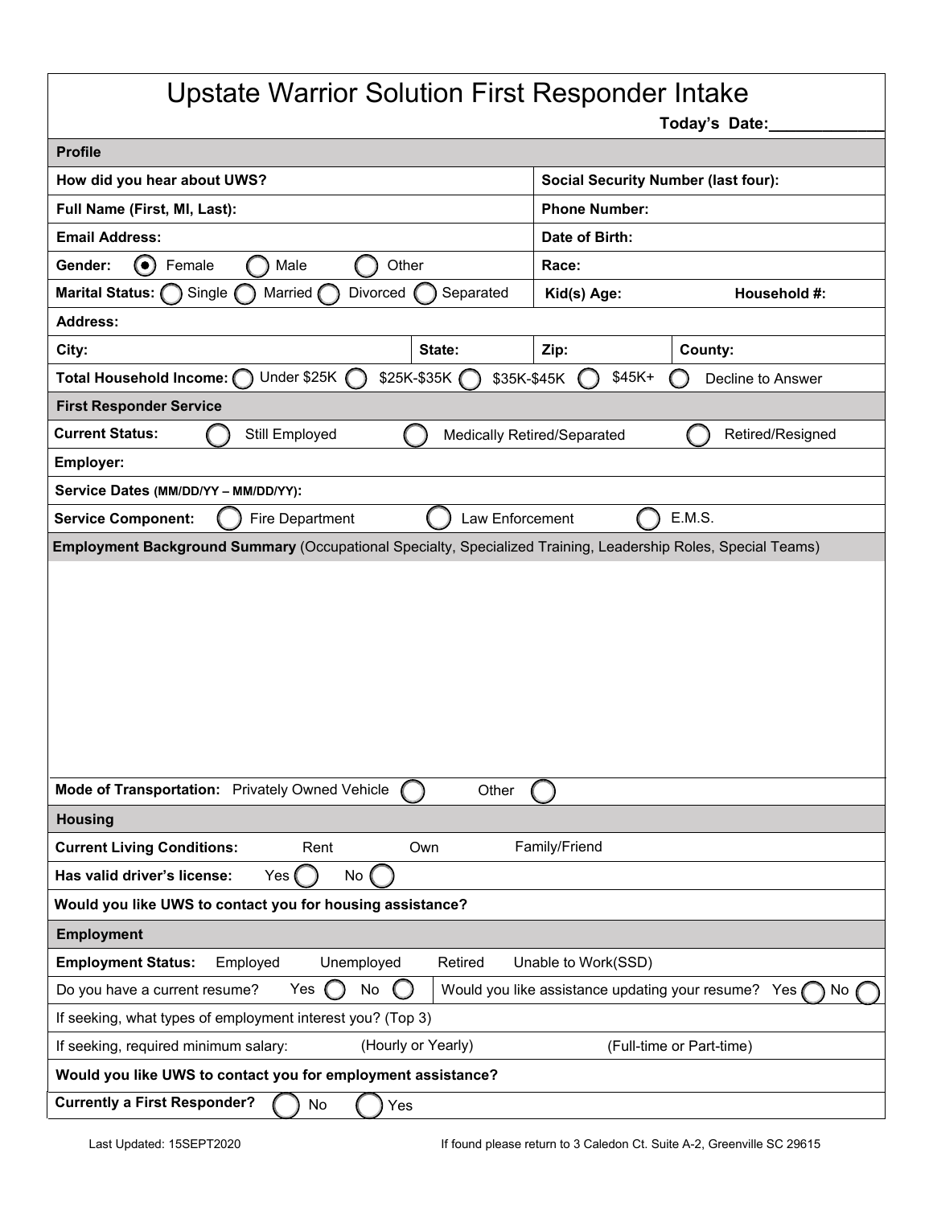# Upstate Warrior Solution First Responder Intake

**Today's Date:** ____________

## Profile

| | |
|---|---|
| **How did you hear about UWS?** | **Social Security Number (last four):** |
| **Full Name (First, MI, Last):** | **Phone Number:** |
| **Email Address:** | **Date of Birth:** |
| **Gender:** (●) Female ◯ Male ◯ Other | **Race:** |
| **Marital Status:** ◯ Single ◯ Married ◯ Divorced ◯ Separated | **Kid(s) Age:** **Household #:** |

**Address:**

| **City:** | **State:** | **Zip:** | **County:** |
|---|---|---|---|

**Total Household Income:** ◯ Under $25K ◯ $25K-$35K ◯ $35K-$45K ◯ $45K+ ◯ Decline to Answer

## First Responder Service

**Current Status:** ◯ Still Employed ◯ Medically Retired/Separated ◯ Retired/Resigned

**Employer:**

**Service Dates (MM/DD/YY – MM/DD/YY):**

**Service Component:** ◯ Fire Department ◯ Law Enforcement ◯ E.M.S.

**Employment Background Summary** (Occupational Specialty, Specialized Training, Leadership Roles, Special Teams)

**Mode of Transportation:** Privately Owned Vehicle ◯ Other ◯

## Housing

**Current Living Conditions:** Rent Own Family/Friend

**Has valid driver's license:** Yes ◯ No ◯

**Would you like UWS to contact you for housing assistance?**

## Employment

**Employment Status:** Employed Unemployed Retired Unable to Work(SSD)

Do you have a current resume? Yes ◯ No ◯ | Would you like assistance updating your resume? Yes ◯ No ◯

If seeking, what types of employment interest you? (Top 3)

If seeking, required minimum salary: (Hourly or Yearly) (Full-time or Part-time)

**Would you like UWS to contact you for employment assistance?**

**Currently a First Responder?** ◯ No ◯ Yes

Last Updated: 15SEPT2020

If found please return to 3 Caledon Ct. Suite A-2, Greenville SC 29615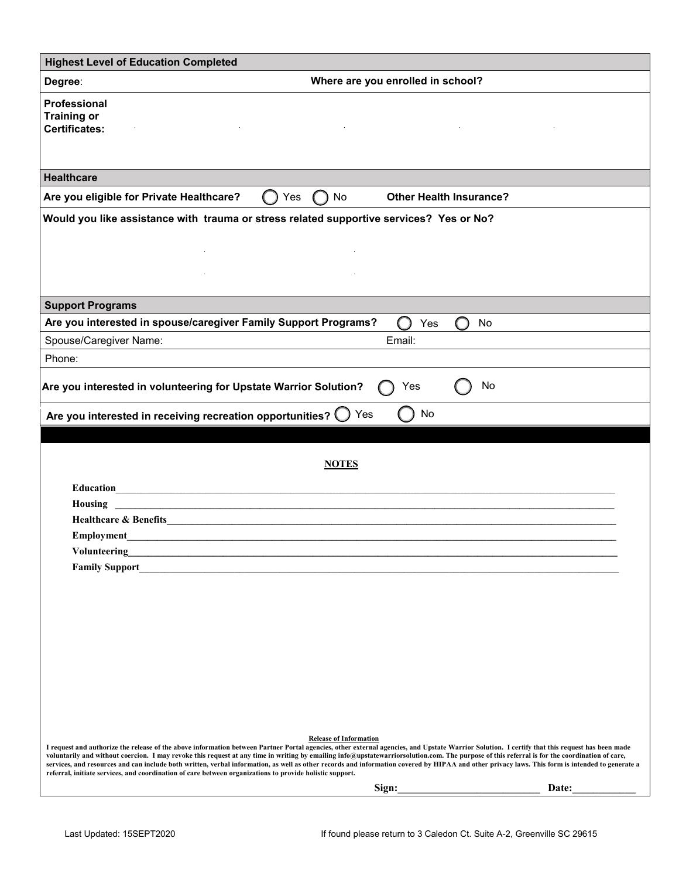## Highest Level of Education Completed

**Degree**: **Where are you enrolled in school?**

**Professional Training or Certificates:**

## Healthcare

**Are you eligible for Private Healthcare?** ◯ Yes ◯ No **Other Health Insurance?**

**Would you like assistance with trauma or stress related supportive services? Yes or No?**

## Support Programs

**Are you interested in spouse/caregiver Family Support Programs?** ◯ Yes ◯ No

Spouse/Caregiver Name: Email:

Phone:

**Are you interested in volunteering for Upstate Warrior Solution?** ◯ Yes ◯ No

**Are you interested in receiving recreation opportunities?** ◯ Yes ◯ No

**NOTES**

**Education**\_\_\_\_\_\_\_\_\_\_\_\_\_\_\_\_\_\_\_\_\_\_\_\_\_\_\_\_\_\_\_\_\_\_\_\_\_\_\_\_

**Housing** \_\_\_\_\_\_\_\_\_\_\_\_\_\_\_\_\_\_\_\_\_\_\_\_\_\_\_\_\_\_\_\_\_\_\_\_\_\_\_\_

**Healthcare & Benefits**\_\_\_\_\_\_\_\_\_\_\_\_\_\_\_\_\_\_\_\_\_\_\_\_\_\_\_\_\_\_\_\_\_\_\_\_

**Employment**\_\_\_\_\_\_\_\_\_\_\_\_\_\_\_\_\_\_\_\_\_\_\_\_\_\_\_\_\_\_\_\_\_\_\_\_\_\_\_\_

**Volunteering**\_\_\_\_\_\_\_\_\_\_\_\_\_\_\_\_\_\_\_\_\_\_\_\_\_\_\_\_\_\_\_\_\_\_\_\_\_\_\_\_

**Family Support**\_\_\_\_\_\_\_\_\_\_\_\_\_\_\_\_\_\_\_\_\_\_\_\_\_\_\_\_\_\_\_\_\_\_\_\_\_\_

**Release of Information**

**I request and authorize the release of the above information between Partner Portal agencies, other external agencies, and Upstate Warrior Solution. I certify that this request has been made voluntarily and without coercion. I may revoke this request at any time in writing by emailing info@upstatewarriorsolution.com. The purpose of this referral is for the coordination of care, services, and resources and can include both written, verbal information, as well as other records and information covered by HIPAA and other privacy laws. This form is intended to generate a referral, initiate services, and coordination of care between organizations to provide holistic support.**

**Sign:**\_\_\_\_\_\_\_\_\_\_\_\_\_\_\_\_\_\_\_\_\_\_\_\_\_\_\_\_ **Date:**\_\_\_\_\_\_\_\_\_\_\_\_

Last Updated: 15SEPT2020

If found please return to 3 Caledon Ct. Suite A-2, Greenville SC 29615